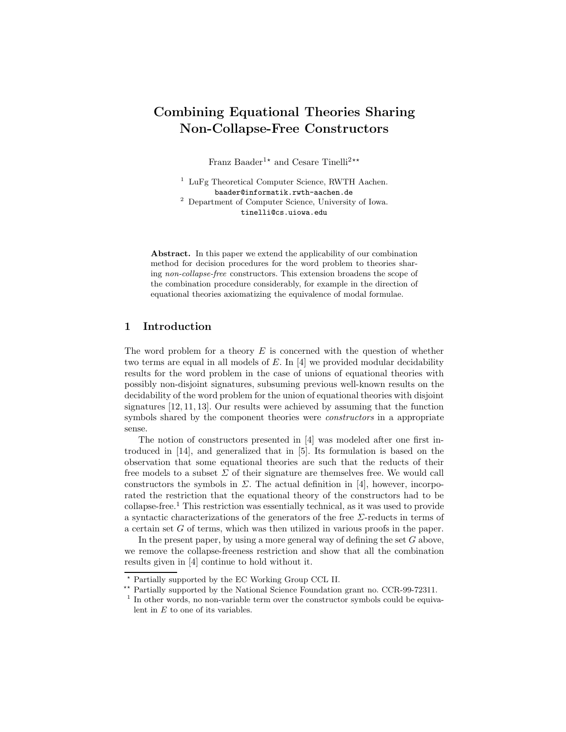# Combining Equational Theories Sharing Non-Collapse-Free Constructors

Franz Baader[1]* and Cesare Tinelli[2]**

[1] LuFg Theoretical Computer Science, RWTH Aachen.
baader@informatik.rwth-aachen.de

[2] Department of Computer Science, University of Iowa.
tinelli@cs.uiowa.edu

**Abstract.** In this paper we extend the applicability of our combination method for decision procedures for the word problem to theories sharing *non-collapse-free* constructors. This extension broadens the scope of the combination procedure considerably, for example in the direction of equational theories axiomatizing the equivalence of modal formulae.

## 1 Introduction

The word problem for a theory $E$ is concerned with the question of whether two terms are equal in all models of $E$. In [4] we provided modular decidability results for the word problem in the case of unions of equational theories with possibly non-disjoint signatures, subsuming previous well-known results on the decidability of the word problem for the union of equational theories with disjoint signatures [12, 11, 13]. Our results were achieved by assuming that the function symbols shared by the component theories were *constructors* in a appropriate sense.

The notion of constructors presented in [4] was modeled after one first introduced in [14], and generalized that in [5]. Its formulation is based on the observation that some equational theories are such that the reducts of their free models to a subset $\Sigma$ of their signature are themselves free. We would call constructors the symbols in $\Sigma$. The actual definition in [4], however, incorporated the restriction that the equational theory of the constructors had to be collapse-free.[1] This restriction was essentially technical, as it was used to provide a syntactic characterizations of the generators of the free $\Sigma$-reducts in terms of a certain set $G$ of terms, which was then utilized in various proofs in the paper.

In the present paper, by using a more general way of defining the set $G$ above, we remove the collapse-freeness restriction and show that all the combination results given in [4] continue to hold without it.

* Partially supported by the EC Working Group CCL II.

** Partially supported by the National Science Foundation grant no. CCR-99-72311.

[1] In other words, no non-variable term over the constructor symbols could be equivalent in $E$ to one of its variables.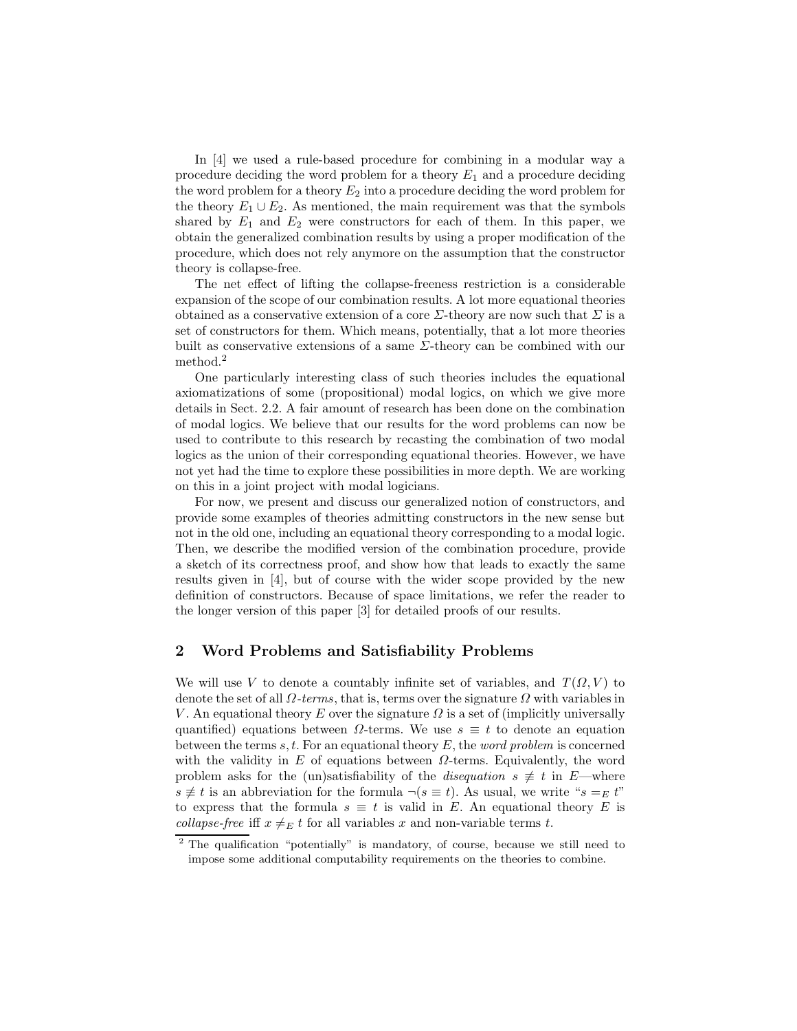In [4] we used a rule-based procedure for combining in a modular way a procedure deciding the word problem for a theory $E_1$ and a procedure deciding the word problem for a theory $E_2$ into a procedure deciding the word problem for the theory $E_1 \cup E_2$. As mentioned, the main requirement was that the symbols shared by $E_1$ and $E_2$ were constructors for each of them. In this paper, we obtain the generalized combination results by using a proper modification of the procedure, which does not rely anymore on the assumption that the constructor theory is collapse-free.

The net effect of lifting the collapse-freeness restriction is a considerable expansion of the scope of our combination results. A lot more equational theories obtained as a conservative extension of a core $\Sigma$-theory are now such that $\Sigma$ is a set of constructors for them. Which means, potentially, that a lot more theories built as conservative extensions of a same $\Sigma$-theory can be combined with our method.[2]

One particularly interesting class of such theories includes the equational axiomatizations of some (propositional) modal logics, on which we give more details in Sect. 2.2. A fair amount of research has been done on the combination of modal logics. We believe that our results for the word problems can now be used to contribute to this research by recasting the combination of two modal logics as the union of their corresponding equational theories. However, we have not yet had the time to explore these possibilities in more depth. We are working on this in a joint project with modal logicians.

For now, we present and discuss our generalized notion of constructors, and provide some examples of theories admitting constructors in the new sense but not in the old one, including an equational theory corresponding to a modal logic. Then, we describe the modified version of the combination procedure, provide a sketch of its correctness proof, and show how that leads to exactly the same results given in [4], but of course with the wider scope provided by the new definition of constructors. Because of space limitations, we refer the reader to the longer version of this paper [3] for detailed proofs of our results.

## 2 Word Problems and Satisfiability Problems

We will use $V$ to denote a countably infinite set of variables, and $T(\Omega, V)$ to denote the set of all *$\Omega$-terms*, that is, terms over the signature $\Omega$ with variables in $V$. An equational theory $E$ over the signature $\Omega$ is a set of (implicitly universally quantified) equations between $\Omega$-terms. We use $s \equiv t$ to denote an equation between the terms $s, t$. For an equational theory $E$, the *word problem* is concerned with the validity in $E$ of equations between $\Omega$-terms. Equivalently, the word problem asks for the (un)satisfiability of the *disequation* $s \not\equiv t$ in $E$—where $s \not\equiv t$ is an abbreviation for the formula $\neg(s \equiv t)$. As usual, we write "$s =_E t$" to express that the formula $s \equiv t$ is valid in $E$. An equational theory $E$ is *collapse-free* iff $x \neq_E t$ for all variables $x$ and non-variable terms $t$.

[2] The qualification "potentially" is mandatory, of course, because we still need to impose some additional computability requirements on the theories to combine.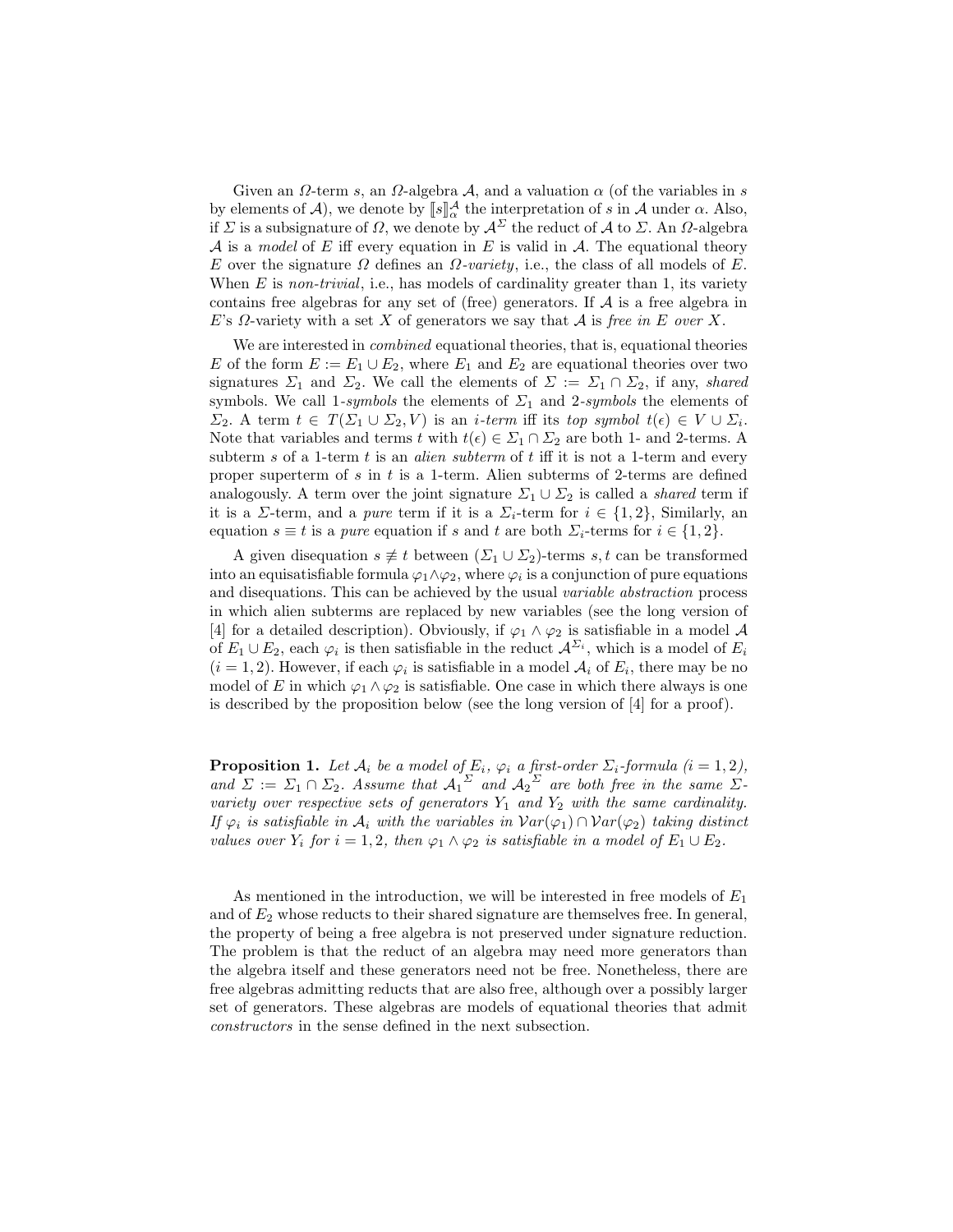Given an $\Omega$-term $s$, an $\Omega$-algebra $\mathcal{A}$, and a valuation $\alpha$ (of the variables in $s$ by elements of $\mathcal{A}$), we denote by $[\![s]\!]^{\mathcal{A}}_{\alpha}$ the interpretation of $s$ in $\mathcal{A}$ under $\alpha$. Also, if $\Sigma$ is a subsignature of $\Omega$, we denote by $\mathcal{A}^{\Sigma}$ the reduct of $\mathcal{A}$ to $\Sigma$. An $\Omega$-algebra $\mathcal{A}$ is a *model* of $E$ iff every equation in $E$ is valid in $\mathcal{A}$. The equational theory $E$ over the signature $\Omega$ defines an *$\Omega$-variety*, i.e., the class of all models of $E$. When $E$ is *non-trivial*, i.e., has models of cardinality greater than 1, its variety contains free algebras for any set of (free) generators. If $\mathcal{A}$ is a free algebra in $E$'s $\Omega$-variety with a set $X$ of generators we say that $\mathcal{A}$ is *free in $E$ over $X$*.

We are interested in *combined* equational theories, that is, equational theories $E$ of the form $E := E_1 \cup E_2$, where $E_1$ and $E_2$ are equational theories over two signatures $\Sigma_1$ and $\Sigma_2$. We call the elements of $\Sigma := \Sigma_1 \cap \Sigma_2$, if any, *shared* symbols. We call *1-symbols* the elements of $\Sigma_1$ and *2-symbols* the elements of $\Sigma_2$. A term $t \in T(\Sigma_1 \cup \Sigma_2, V)$ is an *i-term* iff its *top symbol* $t(\epsilon) \in V \cup \Sigma_i$. Note that variables and terms $t$ with $t(\epsilon) \in \Sigma_1 \cap \Sigma_2$ are both 1- and 2-terms. A subterm $s$ of a 1-term $t$ is an *alien subterm* of $t$ iff it is not a 1-term and every proper superterm of $s$ in $t$ is a 1-term. Alien subterms of 2-terms are defined analogously. A term over the joint signature $\Sigma_1 \cup \Sigma_2$ is called a *shared* term if it is a $\Sigma$-term, and a *pure* term if it is a $\Sigma_i$-term for $i \in \{1, 2\}$, Similarly, an equation $s \equiv t$ is a *pure* equation if $s$ and $t$ are both $\Sigma_i$-terms for $i \in \{1, 2\}$.

A given disequation $s \not\equiv t$ between $(\Sigma_1 \cup \Sigma_2)$-terms $s, t$ can be transformed into an equisatisfiable formula $\varphi_1 \wedge \varphi_2$, where $\varphi_i$ is a conjunction of pure equations and disequations. This can be achieved by the usual *variable abstraction* process in which alien subterms are replaced by new variables (see the long version of [4] for a detailed description). Obviously, if $\varphi_1 \wedge \varphi_2$ is satisfiable in a model $\mathcal{A}$ of $E_1 \cup E_2$, each $\varphi_i$ is then satisfiable in the reduct $\mathcal{A}^{\Sigma_i}$, which is a model of $E_i$ ($i = 1, 2$). However, if each $\varphi_i$ is satisfiable in a model $\mathcal{A}_i$ of $E_i$, there may be no model of $E$ in which $\varphi_1 \wedge \varphi_2$ is satisfiable. One case in which there always is one is described by the proposition below (see the long version of [4] for a proof).

**Proposition 1.** *Let $\mathcal{A}_i$ be a model of $E_i$, $\varphi_i$ a first-order $\Sigma_i$-formula ($i = 1, 2$), and $\Sigma := \Sigma_1 \cap \Sigma_2$. Assume that ${\mathcal{A}_1}^{\Sigma}$ and ${\mathcal{A}_2}^{\Sigma}$ are both free in the same $\Sigma$-variety over respective sets of generators $Y_1$ and $Y_2$ with the same cardinality. If $\varphi_i$ is satisfiable in $\mathcal{A}_i$ with the variables in $\mathcal{V}ar(\varphi_1) \cap \mathcal{V}ar(\varphi_2)$ taking distinct values over $Y_i$ for $i = 1, 2$, then $\varphi_1 \wedge \varphi_2$ is satisfiable in a model of $E_1 \cup E_2$.*

As mentioned in the introduction, we will be interested in free models of $E_1$ and of $E_2$ whose reducts to their shared signature are themselves free. In general, the property of being a free algebra is not preserved under signature reduction. The problem is that the reduct of an algebra may need more generators than the algebra itself and these generators need not be free. Nonetheless, there are free algebras admitting reducts that are also free, although over a possibly larger set of generators. These algebras are models of equational theories that admit *constructors* in the sense defined in the next subsection.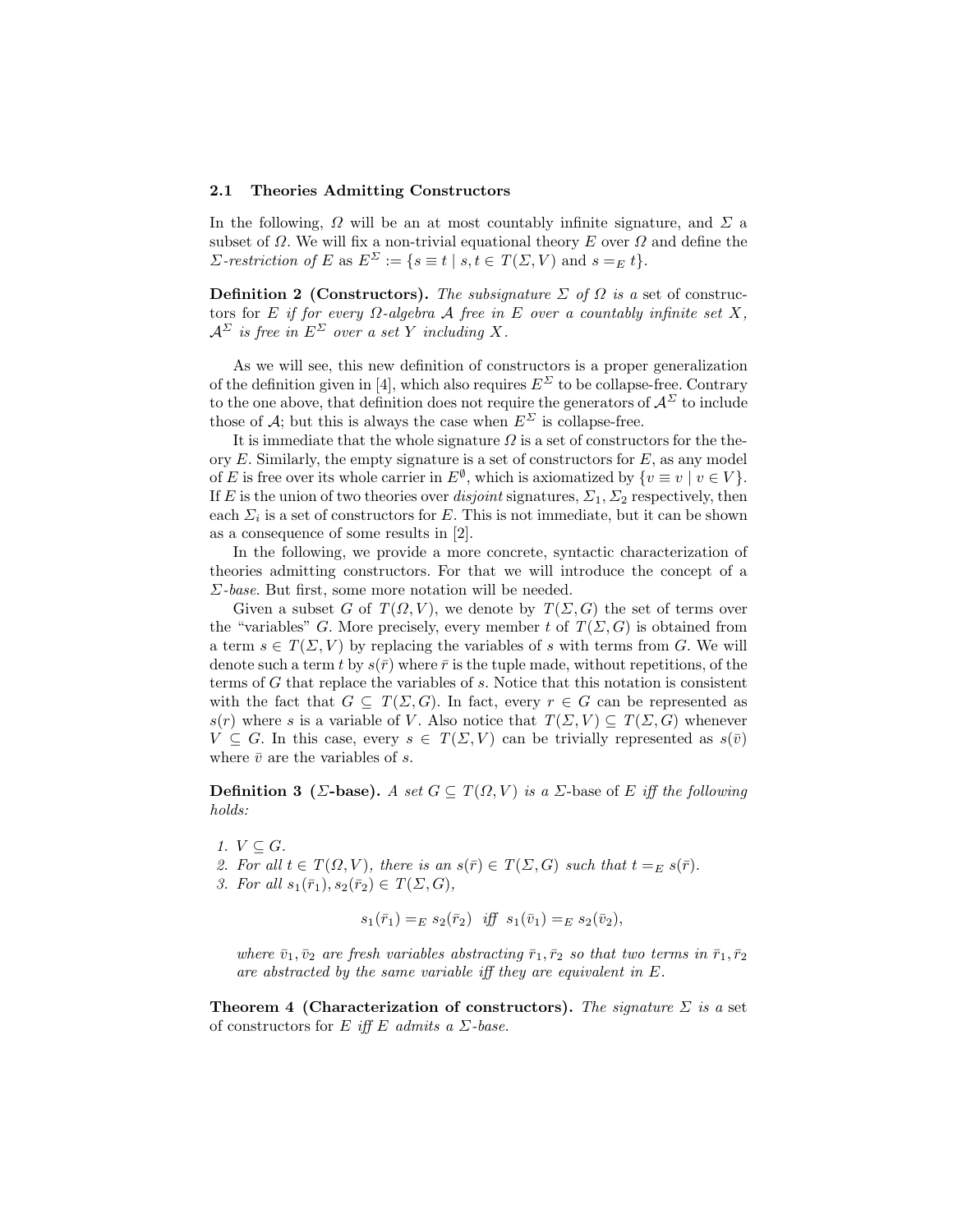### 2.1 Theories Admitting Constructors

In the following, $\Omega$ will be an at most countably infinite signature, and $\Sigma$ a subset of $\Omega$. We will fix a non-trivial equational theory $E$ over $\Omega$ and define the *$\Sigma$-restriction of $E$* as $E^\Sigma := \{s \equiv t \mid s, t \in T(\Sigma, V) \text{ and } s =_E t\}$.

**Definition 2 (Constructors).** *The subsignature $\Sigma$ of $\Omega$ is a* set of constructors *for $E$ if for every $\Omega$-algebra $\mathcal{A}$ free in $E$ over a countably infinite set $X$, $\mathcal{A}^\Sigma$ is free in $E^\Sigma$ over a set $Y$ including $X$.*

As we will see, this new definition of constructors is a proper generalization of the definition given in [4], which also requires $E^\Sigma$ to be collapse-free. Contrary to the one above, that definition does not require the generators of $\mathcal{A}^\Sigma$ to include those of $\mathcal{A}$; but this is always the case when $E^\Sigma$ is collapse-free.

It is immediate that the whole signature $\Omega$ is a set of constructors for the theory $E$. Similarly, the empty signature is a set of constructors for $E$, as any model of $E$ is free over its whole carrier in $E^\emptyset$, which is axiomatized by $\{v \equiv v \mid v \in V\}$. If $E$ is the union of two theories over *disjoint* signatures, $\Sigma_1, \Sigma_2$ respectively, then each $\Sigma_i$ is a set of constructors for $E$. This is not immediate, but it can be shown as a consequence of some results in [2].

In the following, we provide a more concrete, syntactic characterization of theories admitting constructors. For that we will introduce the concept of a *$\Sigma$-base*. But first, some more notation will be needed.

Given a subset $G$ of $T(\Omega, V)$, we denote by $T(\Sigma, G)$ the set of terms over the "variables" $G$. More precisely, every member $t$ of $T(\Sigma, G)$ is obtained from a term $s \in T(\Sigma, V)$ by replacing the variables of $s$ with terms from $G$. We will denote such a term $t$ by $s(\bar{r})$ where $\bar{r}$ is the tuple made, without repetitions, of the terms of $G$ that replace the variables of $s$. Notice that this notation is consistent with the fact that $G \subseteq T(\Sigma, G)$. In fact, every $r \in G$ can be represented as $s(r)$ where $s$ is a variable of $V$. Also notice that $T(\Sigma, V) \subseteq T(\Sigma, G)$ whenever $V \subseteq G$. In this case, every $s \in T(\Sigma, V)$ can be trivially represented as $s(\bar{v})$ where $\bar{v}$ are the variables of $s$.

**Definition 3 ($\Sigma$-base).** *A set $G \subseteq T(\Omega, V)$ is a $\Sigma$-*base *of $E$ iff the following holds:*

1. *$V \subseteq G$.*
2. *For all $t \in T(\Omega, V)$, there is an $s(\bar{r}) \in T(\Sigma, G)$ such that $t =_E s(\bar{r})$.*
3. *For all $s_1(\bar{r}_1), s_2(\bar{r}_2) \in T(\Sigma, G)$,*

$$s_1(\bar{r}_1) =_E s_2(\bar{r}_2) \;\text{ iff }\; s_1(\bar{v}_1) =_E s_2(\bar{v}_2),$$

*where $\bar{v}_1, \bar{v}_2$ are fresh variables abstracting $\bar{r}_1, \bar{r}_2$ so that two terms in $\bar{r}_1, \bar{r}_2$ are abstracted by the same variable iff they are equivalent in $E$.*

**Theorem 4 (Characterization of constructors).** *The signature $\Sigma$ is a* set of constructors *for $E$ iff $E$ admits a $\Sigma$-base.*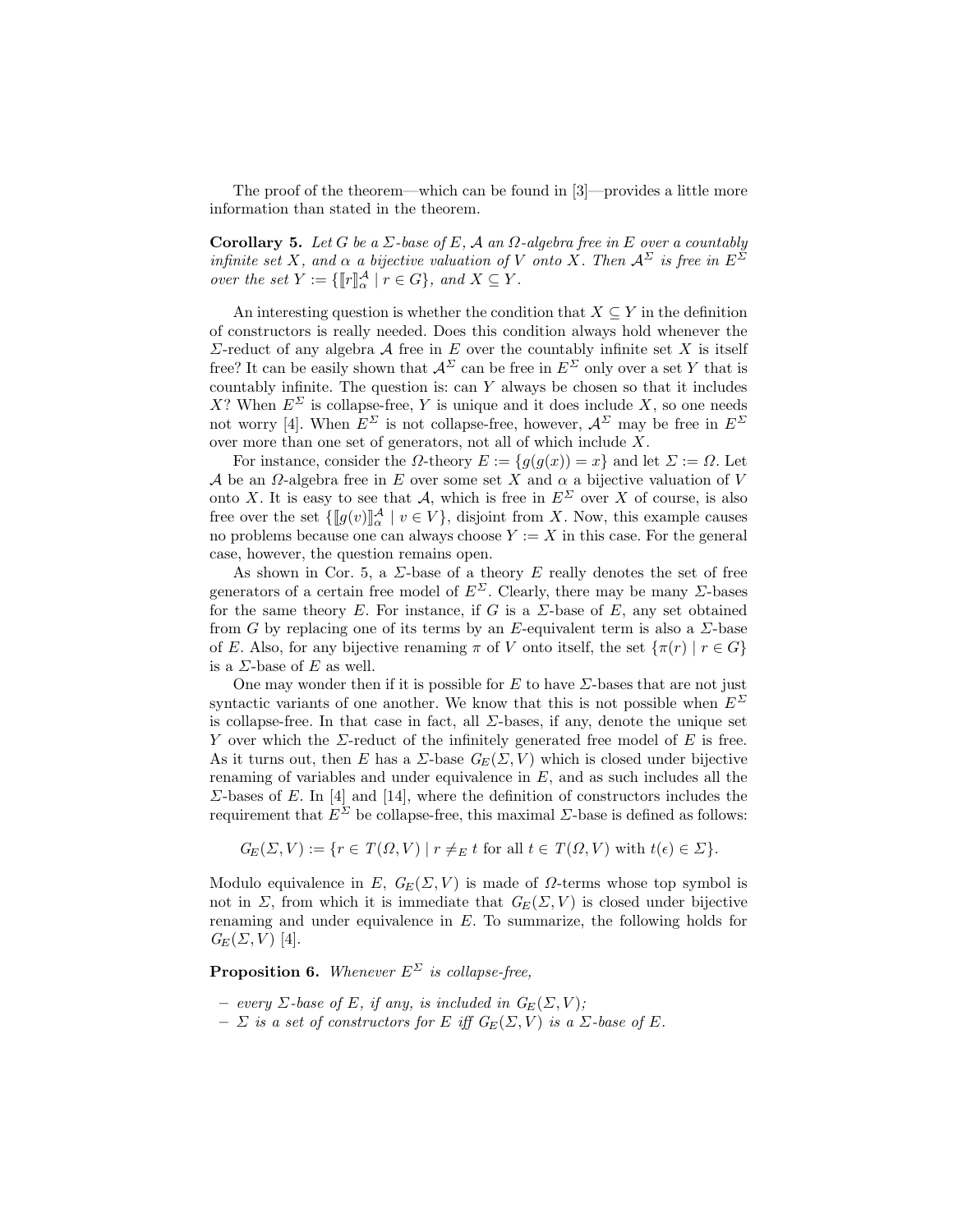The proof of the theorem—which can be found in [3]—provides a little more information than stated in the theorem.

**Corollary 5.** *Let $G$ be a $\Sigma$-base of $E$, $\mathcal{A}$ an $\Omega$-algebra free in $E$ over a countably infinite set $X$, and $\alpha$ a bijective valuation of $V$ onto $X$. Then $\mathcal{A}^\Sigma$ is free in $E^\Sigma$ over the set $Y := \{[\![r]\!]^{\mathcal{A}}_\alpha \mid r \in G\}$, and $X \subseteq Y$.*

An interesting question is whether the condition that $X \subseteq Y$ in the definition of constructors is really needed. Does this condition always hold whenever the $\Sigma$-reduct of any algebra $\mathcal{A}$ free in $E$ over the countably infinite set $X$ is itself free? It can be easily shown that $\mathcal{A}^\Sigma$ can be free in $E^\Sigma$ only over a set $Y$ that is countably infinite. The question is: can $Y$ always be chosen so that it includes $X$? When $E^\Sigma$ is collapse-free, $Y$ is unique and it does include $X$, so one needs not worry [4]. When $E^\Sigma$ is not collapse-free, however, $\mathcal{A}^\Sigma$ may be free in $E^\Sigma$ over more than one set of generators, not all of which include $X$.

For instance, consider the $\Omega$-theory $E := \{g(g(x)) = x\}$ and let $\Sigma := \Omega$. Let $\mathcal{A}$ be an $\Omega$-algebra free in $E$ over some set $X$ and $\alpha$ a bijective valuation of $V$ onto $X$. It is easy to see that $\mathcal{A}$, which is free in $E^\Sigma$ over $X$ of course, is also free over the set $\{[\![g(v)]\!]^{\mathcal{A}}_\alpha \mid v \in V\}$, disjoint from $X$. Now, this example causes no problems because one can always choose $Y := X$ in this case. For the general case, however, the question remains open.

As shown in Cor. 5, a $\Sigma$-base of a theory $E$ really denotes the set of free generators of a certain free model of $E^\Sigma$. Clearly, there may be many $\Sigma$-bases for the same theory $E$. For instance, if $G$ is a $\Sigma$-base of $E$, any set obtained from $G$ by replacing one of its terms by an $E$-equivalent term is also a $\Sigma$-base of $E$. Also, for any bijective renaming $\pi$ of $V$ onto itself, the set $\{\pi(r) \mid r \in G\}$ is a $\Sigma$-base of $E$ as well.

One may wonder then if it is possible for $E$ to have $\Sigma$-bases that are not just syntactic variants of one another. We know that this is not possible when $E^\Sigma$ is collapse-free. In that case in fact, all $\Sigma$-bases, if any, denote the unique set $Y$ over which the $\Sigma$-reduct of the infinitely generated free model of $E$ is free. As it turns out, then $E$ has a $\Sigma$-base $G_E(\Sigma, V)$ which is closed under bijective renaming of variables and under equivalence in $E$, and as such includes all the $\Sigma$-bases of $E$. In [4] and [14], where the definition of constructors includes the requirement that $E^\Sigma$ be collapse-free, this maximal $\Sigma$-base is defined as follows:

$$G_E(\Sigma, V) := \{r \in T(\Omega, V) \mid r \neq_E t \text{ for all } t \in T(\Omega, V) \text{ with } t(\epsilon) \in \Sigma\}.$$

Modulo equivalence in $E$, $G_E(\Sigma, V)$ is made of $\Omega$-terms whose top symbol is not in $\Sigma$, from which it is immediate that $G_E(\Sigma, V)$ is closed under bijective renaming and under equivalence in $E$. To summarize, the following holds for $G_E(\Sigma, V)$ [4].

**Proposition 6.** *Whenever $E^\Sigma$ is collapse-free,*

- *every $\Sigma$-base of $E$, if any, is included in $G_E(\Sigma, V)$;*
- *$\Sigma$ is a set of constructors for $E$ iff $G_E(\Sigma, V)$ is a $\Sigma$-base of $E$.*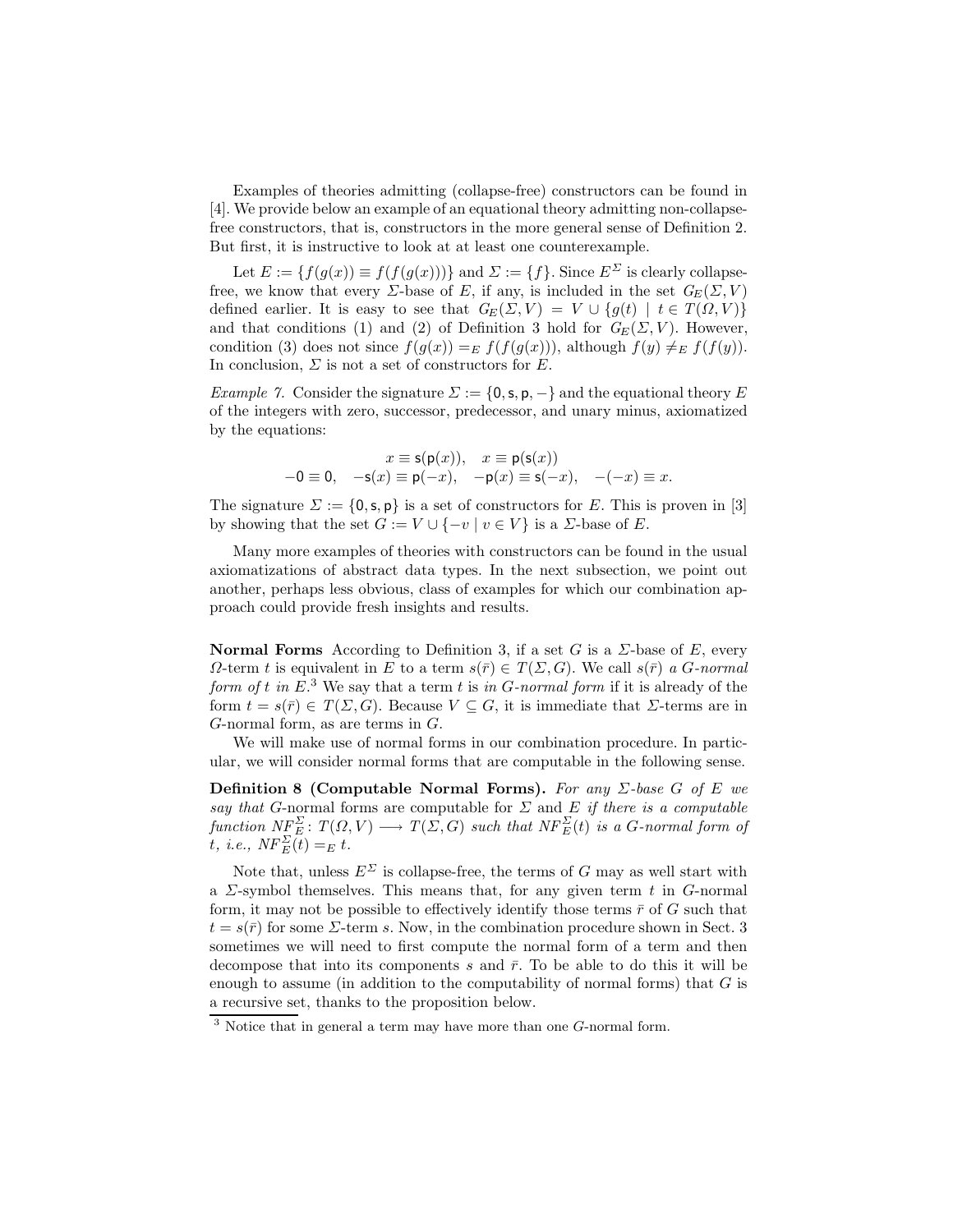Examples of theories admitting (collapse-free) constructors can be found in [4]. We provide below an example of an equational theory admitting non-collapse-free constructors, that is, constructors in the more general sense of Definition 2. But first, it is instructive to look at at least one counterexample.

Let $E := \{f(g(x)) \equiv f(f(g(x)))\}$ and $\Sigma := \{f\}$. Since $E^\Sigma$ is clearly collapse-free, we know that every $\Sigma$-base of $E$, if any, is included in the set $G_E(\Sigma, V)$ defined earlier. It is easy to see that $G_E(\Sigma, V) = V \cup \{g(t) \mid t \in T(\Omega, V)\}$ and that conditions (1) and (2) of Definition 3 hold for $G_E(\Sigma, V)$. However, condition (3) does not since $f(g(x)) =_E f(f(g(x)))$, although $f(y) \neq_E f(f(y))$. In conclusion, $\Sigma$ is not a set of constructors for $E$.

*Example 7.* Consider the signature $\Sigma := \{0, \mathsf{s}, \mathsf{p}, -\}$ and the equational theory $E$ of the integers with zero, successor, predecessor, and unary minus, axiomatized by the equations:

$$x \equiv \mathsf{s}(\mathsf{p}(x)), \quad x \equiv \mathsf{p}(\mathsf{s}(x))$$
$$-0 \equiv 0, \quad -\mathsf{s}(x) \equiv \mathsf{p}(-x), \quad -\mathsf{p}(x) \equiv \mathsf{s}(-x), \quad -(-x) \equiv x.$$

The signature $\Sigma := \{0, \mathsf{s}, \mathsf{p}\}$ is a set of constructors for $E$. This is proven in [3] by showing that the set $G := V \cup \{-v \mid v \in V\}$ is a $\Sigma$-base of $E$.

Many more examples of theories with constructors can be found in the usual axiomatizations of abstract data types. In the next subsection, we point out another, perhaps less obvious, class of examples for which our combination approach could provide fresh insights and results.

**Normal Forms** According to Definition 3, if a set $G$ is a $\Sigma$-base of $E$, every $\Omega$-term $t$ is equivalent in $E$ to a term $s(\bar{r}) \in T(\Sigma, G)$. We call $s(\bar{r})$ *a $G$-normal form of $t$ in $E$*.[3] We say that a term $t$ is *in $G$-normal form* if it is already of the form $t = s(\bar{r}) \in T(\Sigma, G)$. Because $V \subseteq G$, it is immediate that $\Sigma$-terms are in $G$-normal form, as are terms in $G$.

We will make use of normal forms in our combination procedure. In particular, we will consider normal forms that are computable in the following sense.

**Definition 8 (Computable Normal Forms).** *For any $\Sigma$-base $G$ of $E$ we say that $G$-normal forms are computable for $\Sigma$ and $E$ if there is a computable function $NF_E^\Sigma \colon T(\Omega, V) \longrightarrow T(\Sigma, G)$ such that $NF_E^\Sigma(t)$ is a $G$-normal form of $t$, i.e., $NF_E^\Sigma(t) =_E t$.*

Note that, unless $E^\Sigma$ is collapse-free, the terms of $G$ may as well start with a $\Sigma$-symbol themselves. This means that, for any given term $t$ in $G$-normal form, it may not be possible to effectively identify those terms $\bar{r}$ of $G$ such that $t = s(\bar{r})$ for some $\Sigma$-term $s$. Now, in the combination procedure shown in Sect. 3 sometimes we will need to first compute the normal form of a term and then decompose that into its components $s$ and $\bar{r}$. To be able to do this it will be enough to assume (in addition to the computability of normal forms) that $G$ is a recursive set, thanks to the proposition below.

[3] Notice that in general a term may have more than one $G$-normal form.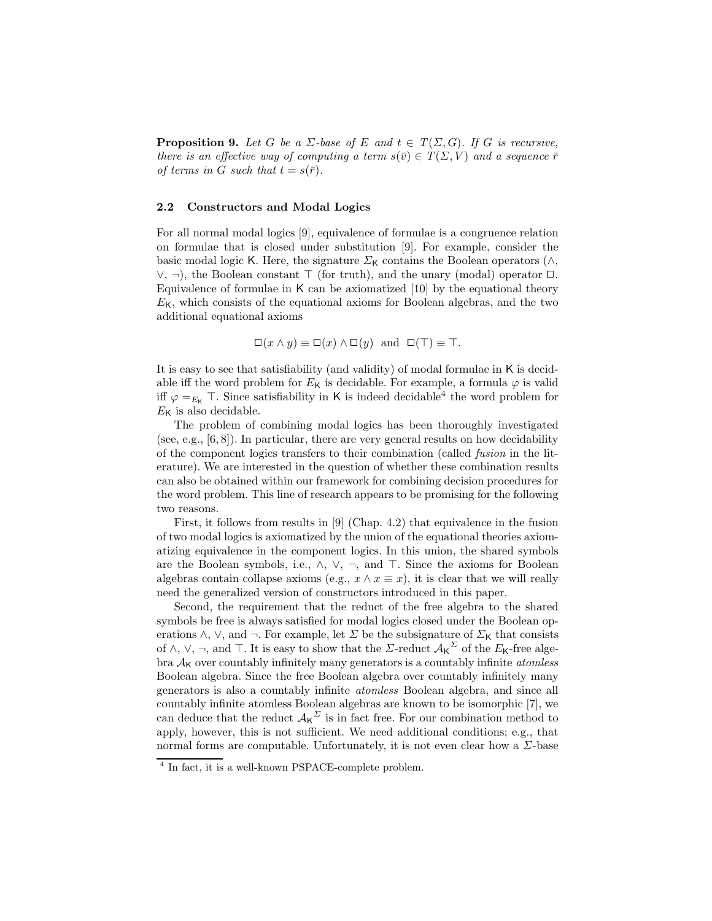**Proposition 9.** *Let $G$ be a $\Sigma$-base of $E$ and $t \in T(\Sigma, G)$. If $G$ is recursive, there is an effective way of computing a term $s(\bar{v}) \in T(\Sigma, V)$ and a sequence $\bar{r}$ of terms in $G$ such that $t = s(\bar{r})$.*

### 2.2 Constructors and Modal Logics

For all normal modal logics [9], equivalence of formulae is a congruence relation on formulae that is closed under substitution [9]. For example, consider the basic modal logic $\mathsf{K}$. Here, the signature $\Sigma_{\mathsf{K}}$ contains the Boolean operators ($\wedge$, $\vee$, $\neg$), the Boolean constant $\top$ (for truth), and the unary (modal) operator $\Box$. Equivalence of formulae in $\mathsf{K}$ can be axiomatized [10] by the equational theory $E_{\mathsf{K}}$, which consists of the equational axioms for Boolean algebras, and the two additional equational axioms

$$\Box(x \wedge y) \equiv \Box(x) \wedge \Box(y) \ \text{ and } \ \Box(\top) \equiv \top.$$

It is easy to see that satisfiability (and validity) of modal formulae in $\mathsf{K}$ is decidable iff the word problem for $E_{\mathsf{K}}$ is decidable. For example, a formula $\varphi$ is valid iff $\varphi =_{E_{\mathsf{K}}} \top$. Since satisfiability in $\mathsf{K}$ is indeed decidable[4] the word problem for $E_{\mathsf{K}}$ is also decidable.

The problem of combining modal logics has been thoroughly investigated (see, e.g., [6, 8]). In particular, there are very general results on how decidability of the component logics transfers to their combination (called *fusion* in the literature). We are interested in the question of whether these combination results can also be obtained within our framework for combining decision procedures for the word problem. This line of research appears to be promising for the following two reasons.

First, it follows from results in [9] (Chap. 4.2) that equivalence in the fusion of two modal logics is axiomatized by the union of the equational theories axiomatizing equivalence in the component logics. In this union, the shared symbols are the Boolean symbols, i.e., $\wedge$, $\vee$, $\neg$, and $\top$. Since the axioms for Boolean algebras contain collapse axioms (e.g., $x \wedge x \equiv x$), it is clear that we will really need the generalized version of constructors introduced in this paper.

Second, the requirement that the reduct of the free algebra to the shared symbols be free is always satisfied for modal logics closed under the Boolean operations $\wedge$, $\vee$, and $\neg$. For example, let $\Sigma$ be the subsignature of $\Sigma_{\mathsf{K}}$ that consists of $\wedge$, $\vee$, $\neg$, and $\top$. It is easy to show that the $\Sigma$-reduct $\mathcal{A}_{\mathsf{K}}{}^{\Sigma}$ of the $E_{\mathsf{K}}$-free algebra $\mathcal{A}_{\mathsf{K}}$ over countably infinitely many generators is a countably infinite *atomless* Boolean algebra. Since the free Boolean algebra over countably infinitely many generators is also a countably infinite *atomless* Boolean algebra, and since all countably infinite atomless Boolean algebras are known to be isomorphic [7], we can deduce that the reduct $\mathcal{A}_{\mathsf{K}}{}^{\Sigma}$ is in fact free. For our combination method to apply, however, this is not sufficient. We need additional conditions; e.g., that normal forms are computable. Unfortunately, it is not even clear how a $\Sigma$-base

[4] In fact, it is a well-known PSPACE-complete problem.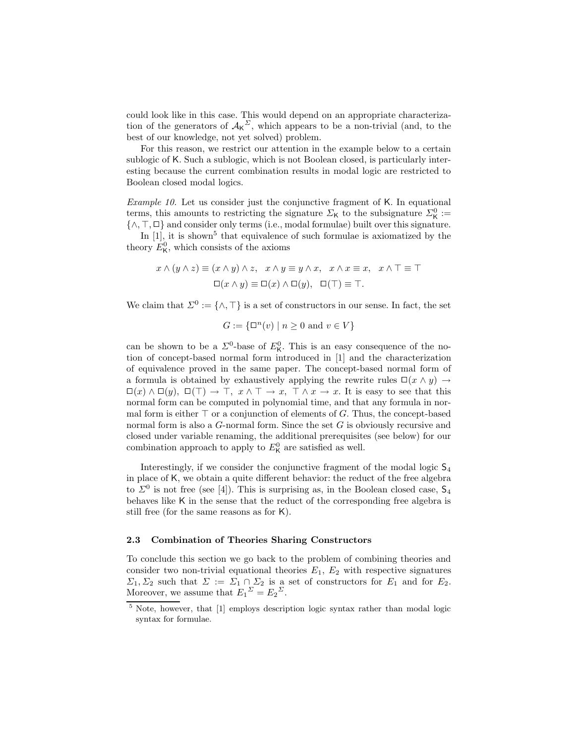could look like in this case. This would depend on an appropriate characterization of the generators of ${\mathcal{A}_{\mathsf{K}}}^{\Sigma}$, which appears to be a non-trivial (and, to the best of our knowledge, not yet solved) problem.

For this reason, we restrict our attention in the example below to a certain sublogic of K. Such a sublogic, which is not Boolean closed, is particularly interesting because the current combination results in modal logic are restricted to Boolean closed modal logics.

*Example 10.* Let us consider just the conjunctive fragment of K. In equational terms, this amounts to restricting the signature $\Sigma_{\mathsf{K}}$ to the subsignature $\Sigma_{\mathsf{K}}^0 := \{\wedge, \top, \Box\}$ and consider only terms (i.e., modal formulae) built over this signature.

In [1], it is shown[5] that equivalence of such formulae is axiomatized by the theory $E_{\mathsf{K}}^0$, which consists of the axioms

$$x \wedge (y \wedge z) \equiv (x \wedge y) \wedge z, \quad x \wedge y \equiv y \wedge x, \quad x \wedge x \equiv x, \quad x \wedge \top \equiv \top$$
$$\Box(x \wedge y) \equiv \Box(x) \wedge \Box(y), \quad \Box(\top) \equiv \top.$$

We claim that $\Sigma^0 := \{\wedge, \top\}$ is a set of constructors in our sense. In fact, the set

$$G := \{\Box^n(v) \mid n \geq 0 \text{ and } v \in V\}$$

can be shown to be a $\Sigma^0$-base of $E_{\mathsf{K}}^0$. This is an easy consequence of the notion of concept-based normal form introduced in [1] and the characterization of equivalence proved in the same paper. The concept-based normal form of a formula is obtained by exhaustively applying the rewrite rules $\Box(x \wedge y) \to \Box(x) \wedge \Box(y),\ \Box(\top) \to \top,\ x \wedge \top \to x,\ \top \wedge x \to x$. It is easy to see that this normal form can be computed in polynomial time, and that any formula in normal form is either $\top$ or a conjunction of elements of $G$. Thus, the concept-based normal form is also a $G$-normal form. Since the set $G$ is obviously recursive and closed under variable renaming, the additional prerequisites (see below) for our combination approach to apply to $E_{\mathsf{K}}^0$ are satisfied as well.

Interestingly, if we consider the conjunctive fragment of the modal logic $\mathsf{S}_4$ in place of K, we obtain a quite different behavior: the reduct of the free algebra to $\Sigma^0$ is not free (see [4]). This is surprising as, in the Boolean closed case, $\mathsf{S}_4$ behaves like K in the sense that the reduct of the corresponding free algebra is still free (for the same reasons as for K).

### 2.3 Combination of Theories Sharing Constructors

To conclude this section we go back to the problem of combining theories and consider two non-trivial equational theories $E_1$, $E_2$ with respective signatures $\Sigma_1, \Sigma_2$ such that $\Sigma := \Sigma_1 \cap \Sigma_2$ is a set of constructors for $E_1$ and for $E_2$. Moreover, we assume that ${E_1}^{\Sigma} = {E_2}^{\Sigma}$.

[5] Note, however, that [1] employs description logic syntax rather than modal logic syntax for formulae.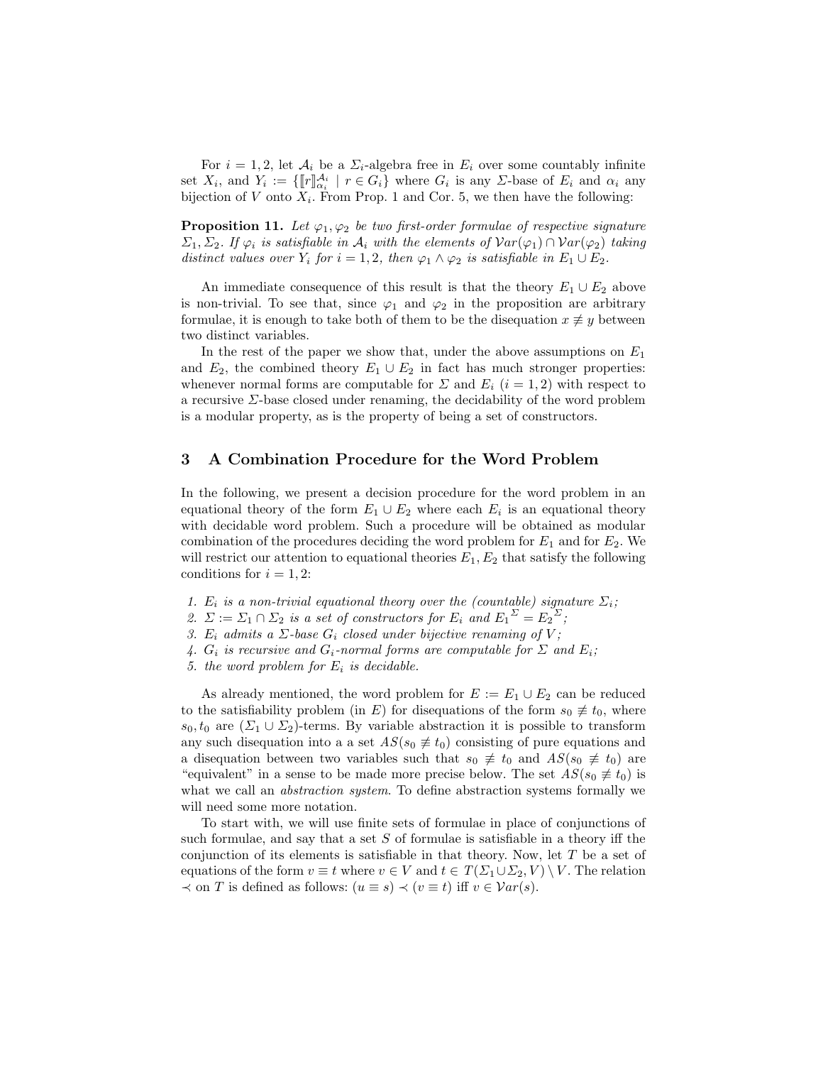For $i = 1, 2$, let $\mathcal{A}_i$ be a $\Sigma_i$-algebra free in $E_i$ over some countably infinite set $X_i$, and $Y_i := \{[\![r]\!]^{\mathcal{A}_i}_{\alpha_i} \mid r \in G_i\}$ where $G_i$ is any $\Sigma$-base of $E_i$ and $\alpha_i$ any bijection of $V$ onto $X_i$. From Prop. 1 and Cor. 5, we then have the following:

**Proposition 11.** *Let $\varphi_1, \varphi_2$ be two first-order formulae of respective signature $\Sigma_1, \Sigma_2$. If $\varphi_i$ is satisfiable in $\mathcal{A}_i$ with the elements of $\mathcal{V}ar(\varphi_1) \cap \mathcal{V}ar(\varphi_2)$ taking distinct values over $Y_i$ for $i = 1, 2$, then $\varphi_1 \wedge \varphi_2$ is satisfiable in $E_1 \cup E_2$.*

An immediate consequence of this result is that the theory $E_1 \cup E_2$ above is non-trivial. To see that, since $\varphi_1$ and $\varphi_2$ in the proposition are arbitrary formulae, it is enough to take both of them to be the disequation $x \not\equiv y$ between two distinct variables.

In the rest of the paper we show that, under the above assumptions on $E_1$ and $E_2$, the combined theory $E_1 \cup E_2$ in fact has much stronger properties: whenever normal forms are computable for $\Sigma$ and $E_i$ $(i = 1, 2)$ with respect to a recursive $\Sigma$-base closed under renaming, the decidability of the word problem is a modular property, as is the property of being a set of constructors.

## 3 A Combination Procedure for the Word Problem

In the following, we present a decision procedure for the word problem in an equational theory of the form $E_1 \cup E_2$ where each $E_i$ is an equational theory with decidable word problem. Such a procedure will be obtained as modular combination of the procedures deciding the word problem for $E_1$ and for $E_2$. We will restrict our attention to equational theories $E_1, E_2$ that satisfy the following conditions for $i = 1, 2$:

1. *$E_i$ is a non-trivial equational theory over the (countable) signature $\Sigma_i$;*
2. *$\Sigma := \Sigma_1 \cap \Sigma_2$ is a set of constructors for $E_i$ and ${E_1}^{\Sigma} = {E_2}^{\Sigma}$;*
3. *$E_i$ admits a $\Sigma$-base $G_i$ closed under bijective renaming of $V$;*
4. *$G_i$ is recursive and $G_i$-normal forms are computable for $\Sigma$ and $E_i$;*
5. *the word problem for $E_i$ is decidable.*

As already mentioned, the word problem for $E := E_1 \cup E_2$ can be reduced to the satisfiability problem (in $E$) for disequations of the form $s_0 \not\equiv t_0$, where $s_0, t_0$ are $(\Sigma_1 \cup \Sigma_2)$-terms. By variable abstraction it is possible to transform any such disequation into a a set $AS(s_0 \not\equiv t_0)$ consisting of pure equations and a disequation between two variables such that $s_0 \not\equiv t_0$ and $AS(s_0 \not\equiv t_0)$ are "equivalent" in a sense to be made more precise below. The set $AS(s_0 \not\equiv t_0)$ is what we call an *abstraction system*. To define abstraction systems formally we will need some more notation.

To start with, we will use finite sets of formulae in place of conjunctions of such formulae, and say that a set $S$ of formulae is satisfiable in a theory iff the conjunction of its elements is satisfiable in that theory. Now, let $T$ be a set of equations of the form $v \equiv t$ where $v \in V$ and $t \in T(\Sigma_1 \cup \Sigma_2, V) \setminus V$. The relation $\prec$ on $T$ is defined as follows: $(u \equiv s) \prec (v \equiv t)$ iff $v \in \mathcal{V}ar(s)$.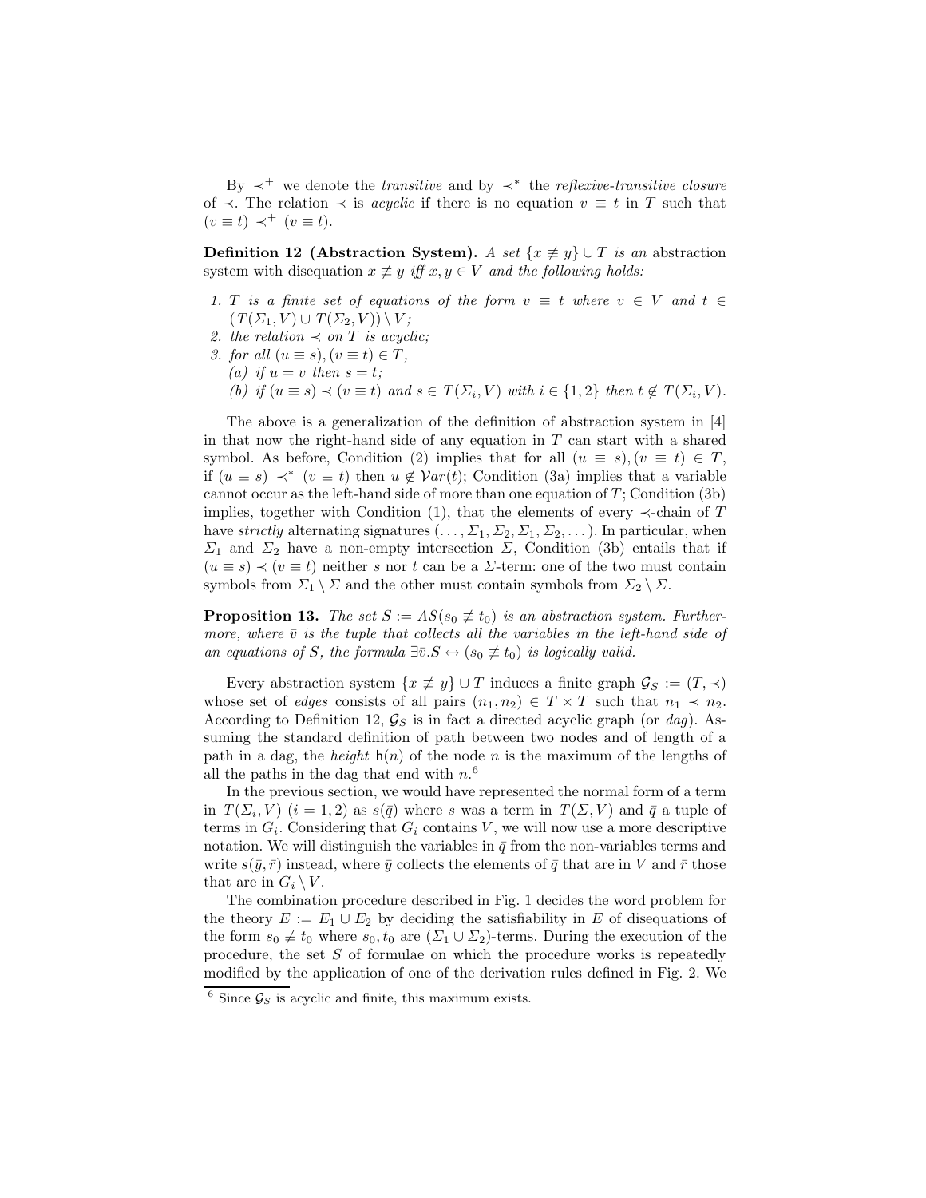By $\prec^+$ we denote the *transitive* and by $\prec^*$ the *reflexive-transitive closure* of $\prec$. The relation $\prec$ is *acyclic* if there is no equation $v \equiv t$ in $T$ such that $(v \equiv t) \prec^+ (v \equiv t)$.

**Definition 12 (Abstraction System).** *A set $\{x \not\equiv y\} \cup T$ is an* abstraction system with disequation $x \not\equiv y$ *iff $x, y \in V$ and the following holds:*

1. *$T$ is a finite set of equations of the form $v \equiv t$ where $v \in V$ and $t \in (T(\Sigma_1, V) \cup T(\Sigma_2, V)) \setminus V$;*
2. *the relation $\prec$ on $T$ is acyclic;*
3. *for all $(u \equiv s), (v \equiv t) \in T$,*
   *(a) if $u = v$ then $s = t$;*
   *(b) if $(u \equiv s) \prec (v \equiv t)$ and $s \in T(\Sigma_i, V)$ with $i \in \{1, 2\}$ then $t \notin T(\Sigma_i, V)$.*

The above is a generalization of the definition of abstraction system in [4] in that now the right-hand side of any equation in $T$ can start with a shared symbol. As before, Condition (2) implies that for all $(u \equiv s), (v \equiv t) \in T$, if $(u \equiv s) \prec^* (v \equiv t)$ then $u \notin \mathcal{V}ar(t)$; Condition (3a) implies that a variable cannot occur as the left-hand side of more than one equation of $T$; Condition (3b) implies, together with Condition (1), that the elements of every $\prec$-chain of $T$ have *strictly* alternating signatures $(\ldots, \Sigma_1, \Sigma_2, \Sigma_1, \Sigma_2, \ldots)$. In particular, when $\Sigma_1$ and $\Sigma_2$ have a non-empty intersection $\Sigma$, Condition (3b) entails that if $(u \equiv s) \prec (v \equiv t)$ neither $s$ nor $t$ can be a $\Sigma$-term: one of the two must contain symbols from $\Sigma_1 \setminus \Sigma$ and the other must contain symbols from $\Sigma_2 \setminus \Sigma$.

**Proposition 13.** *The set $S := AS(s_0 \not\equiv t_0)$ is an abstraction system. Furthermore, where $\bar{v}$ is the tuple that collects all the variables in the left-hand side of an equations of $S$, the formula $\exists \bar{v}.S \leftrightarrow (s_0 \not\equiv t_0)$ is logically valid.*

Every abstraction system $\{x \not\equiv y\} \cup T$ induces a finite graph $\mathcal{G}_S := (T, \prec)$ whose set of *edges* consists of all pairs $(n_1, n_2) \in T \times T$ such that $n_1 \prec n_2$. According to Definition 12, $\mathcal{G}_S$ is in fact a directed acyclic graph (or *dag*). Assuming the standard definition of path between two nodes and of length of a path in a dag, the *height* $\mathsf{h}(n)$ of the node $n$ is the maximum of the lengths of all the paths in the dag that end with $n$.[6]

In the previous section, we would have represented the normal form of a term in $T(\Sigma_i, V)$ $(i = 1, 2)$ as $s(\bar{q})$ where $s$ was a term in $T(\Sigma, V)$ and $\bar{q}$ a tuple of terms in $G_i$. Considering that $G_i$ contains $V$, we will now use a more descriptive notation. We will distinguish the variables in $\bar{q}$ from the non-variables terms and write $s(\bar{y}, \bar{r})$ instead, where $\bar{y}$ collects the elements of $\bar{q}$ that are in $V$ and $\bar{r}$ those that are in $G_i \setminus V$.

The combination procedure described in Fig. 1 decides the word problem for the theory $E := E_1 \cup E_2$ by deciding the satisfiability in $E$ of disequations of the form $s_0 \not\equiv t_0$ where $s_0, t_0$ are $(\Sigma_1 \cup \Sigma_2)$-terms. During the execution of the procedure, the set $S$ of formulae on which the procedure works is repeatedly modified by the application of one of the derivation rules defined in Fig. 2. We

[6] Since $\mathcal{G}_S$ is acyclic and finite, this maximum exists.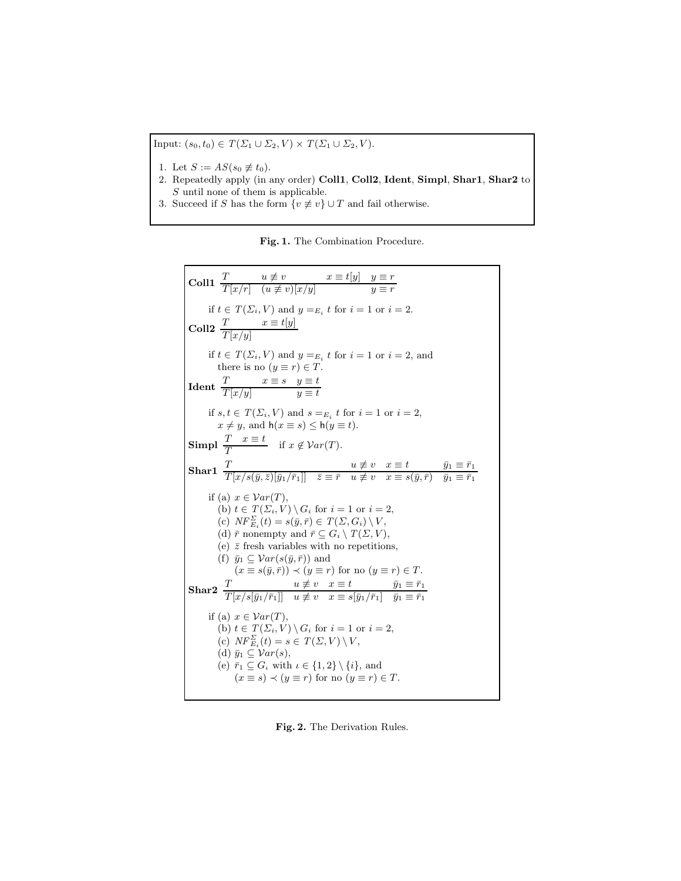Input: $(s_0, t_0) \in T(\Sigma_1 \cup \Sigma_2, V) \times T(\Sigma_1 \cup \Sigma_2, V)$.

1. Let $S := AS(s_0 \not\equiv t_0)$.
2. Repeatedly apply (in any order) **Coll1**, **Coll2**, **Ident**, **Simpl**, **Shar1**, **Shar2** to $S$ until none of them is applicable.
3. Succeed if $S$ has the form $\{v \not\equiv v\} \cup T$ and fail otherwise.

**Fig. 1.** The Combination Procedure.

**Coll1** $\dfrac{T \qquad u \not\equiv v \qquad x \equiv t[y] \quad y \equiv r}{T[x/r] \quad (u \not\equiv v)[x/y] \qquad\qquad y \equiv r}$

if $t \in T(\Sigma_i, V)$ and $y =_{E_i} t$ for $i = 1$ or $i = 2$.

**Coll2** $\dfrac{T \qquad x \equiv t[y]}{T[x/y]}$

if $t \in T(\Sigma_i, V)$ and $y =_{E_i} t$ for $i = 1$ or $i = 2$, and there is no $(y \equiv r) \in T$.

**Ident** $\dfrac{T \qquad x \equiv s \quad y \equiv t}{T[x/y] \qquad\qquad y \equiv t}$

if $s, t \in T(\Sigma_i, V)$ and $s =_{E_i} t$ for $i = 1$ or $i = 2$, $x \neq y$, and $\mathsf{h}(x \equiv s) \leq \mathsf{h}(y \equiv t)$.

**Simpl** $\dfrac{T \quad x \equiv t}{T}$ if $x \notin \mathcal{V}ar(T)$.

**Shar1** $\dfrac{T \qquad\qquad u \not\equiv v \quad x \equiv t \qquad \bar{y}_1 \equiv \bar{r}_1}{T[x/s(\bar{y}, \bar{z})][\bar{y}_1/\bar{r}_1]] \quad \bar{z} \equiv \bar{r} \quad u \not\equiv v \quad x \equiv s(\bar{y}, \bar{r}) \quad \bar{y}_1 \equiv \bar{r}_1}$

if (a) $x \in \mathcal{V}ar(T)$,
(b) $t \in T(\Sigma_i, V) \setminus G_i$ for $i = 1$ or $i = 2$,
(c) $NF^{\Sigma}_{E_i}(t) = s(\bar{y}, \bar{r}) \in T(\Sigma, G_i) \setminus V$,
(d) $\bar{r}$ nonempty and $\bar{r} \subseteq G_i \setminus T(\Sigma, V)$,
(e) $\bar{z}$ fresh variables with no repetitions,
(f) $\bar{y}_1 \subseteq \mathcal{V}ar(s(\bar{y}, \bar{r}))$ and $(x \equiv s(\bar{y}, \bar{r})) \prec (y \equiv r)$ for no $(y \equiv r) \in T$.

**Shar2** $\dfrac{T \qquad\qquad u \not\equiv v \quad x \equiv t \qquad \bar{y}_1 \equiv \bar{r}_1}{T[x/s[\bar{y}_1/\bar{r}_1]] \quad u \not\equiv v \quad x \equiv s[\bar{y}_1/\bar{r}_1] \quad \bar{y}_1 \equiv \bar{r}_1}$

if (a) $x \in \mathcal{V}ar(T)$,
(b) $t \in T(\Sigma_i, V) \setminus G_i$ for $i = 1$ or $i = 2$,
(c) $NF^{\Sigma}_{E_i}(t) = s \in T(\Sigma, V) \setminus V$,
(d) $\bar{y}_1 \subseteq \mathcal{V}ar(s)$,
(e) $\bar{r}_1 \subseteq G_\iota$ with $\iota \in \{1, 2\} \setminus \{i\}$, and $(x \equiv s) \prec (y \equiv r)$ for no $(y \equiv r) \in T$.

**Fig. 2.** The Derivation Rules.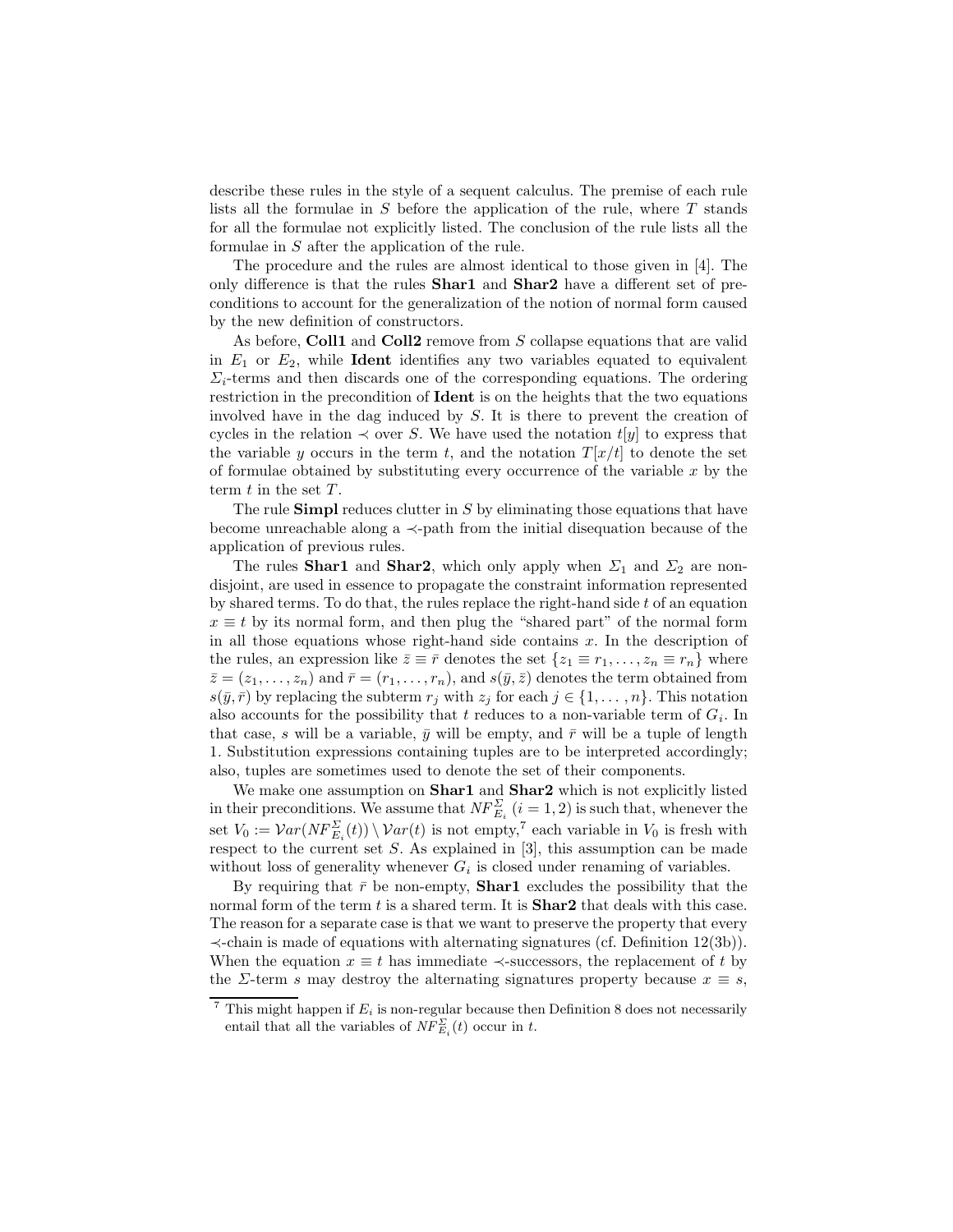describe these rules in the style of a sequent calculus. The premise of each rule lists all the formulae in $S$ before the application of the rule, where $T$ stands for all the formulae not explicitly listed. The conclusion of the rule lists all the formulae in $S$ after the application of the rule.

The procedure and the rules are almost identical to those given in [4]. The only difference is that the rules **Shar1** and **Shar2** have a different set of preconditions to account for the generalization of the notion of normal form caused by the new definition of constructors.

As before, **Coll1** and **Coll2** remove from $S$ collapse equations that are valid in $E_1$ or $E_2$, while **Ident** identifies any two variables equated to equivalent $\Sigma_i$-terms and then discards one of the corresponding equations. The ordering restriction in the precondition of **Ident** is on the heights that the two equations involved have in the dag induced by $S$. It is there to prevent the creation of cycles in the relation $\prec$ over $S$. We have used the notation $t[y]$ to express that the variable $y$ occurs in the term $t$, and the notation $T[x/t]$ to denote the set of formulae obtained by substituting every occurrence of the variable $x$ by the term $t$ in the set $T$.

The rule **Simpl** reduces clutter in $S$ by eliminating those equations that have become unreachable along a $\prec$-path from the initial disequation because of the application of previous rules.

The rules **Shar1** and **Shar2**, which only apply when $\Sigma_1$ and $\Sigma_2$ are non-disjoint, are used in essence to propagate the constraint information represented by shared terms. To do that, the rules replace the right-hand side $t$ of an equation $x \equiv t$ by its normal form, and then plug the "shared part" of the normal form in all those equations whose right-hand side contains $x$. In the description of the rules, an expression like $\bar{z} \equiv \bar{r}$ denotes the set $\{z_1 \equiv r_1, \ldots, z_n \equiv r_n\}$ where $\bar{z} = (z_1, \ldots, z_n)$ and $\bar{r} = (r_1, \ldots, r_n)$, and $s(\bar{y}, \bar{z})$ denotes the term obtained from $s(\bar{y}, \bar{r})$ by replacing the subterm $r_j$ with $z_j$ for each $j \in \{1, \ldots, n\}$. This notation also accounts for the possibility that $t$ reduces to a non-variable term of $G_i$. In that case, $s$ will be a variable, $\bar{y}$ will be empty, and $\bar{r}$ will be a tuple of length 1. Substitution expressions containing tuples are to be interpreted accordingly; also, tuples are sometimes used to denote the set of their components.

We make one assumption on **Shar1** and **Shar2** which is not explicitly listed in their preconditions. We assume that $NF^{\Sigma}_{E_i}$ $(i = 1, 2)$ is such that, whenever the set $V_0 := \mathcal{V}ar(NF^{\Sigma}_{E_i}(t)) \setminus \mathcal{V}ar(t)$ is not empty,[7] each variable in $V_0$ is fresh with respect to the current set $S$. As explained in [3], this assumption can be made without loss of generality whenever $G_i$ is closed under renaming of variables.

By requiring that $\bar{r}$ be non-empty, **Shar1** excludes the possibility that the normal form of the term $t$ is a shared term. It is **Shar2** that deals with this case. The reason for a separate case is that we want to preserve the property that every $\prec$-chain is made of equations with alternating signatures (cf. Definition 12(3b)). When the equation $x \equiv t$ has immediate $\prec$-successors, the replacement of $t$ by the $\Sigma$-term $s$ may destroy the alternating signatures property because $x \equiv s$,

[7] This might happen if $E_i$ is non-regular because then Definition 8 does not necessarily entail that all the variables of $NF^{\Sigma}_{E_i}(t)$ occur in $t$.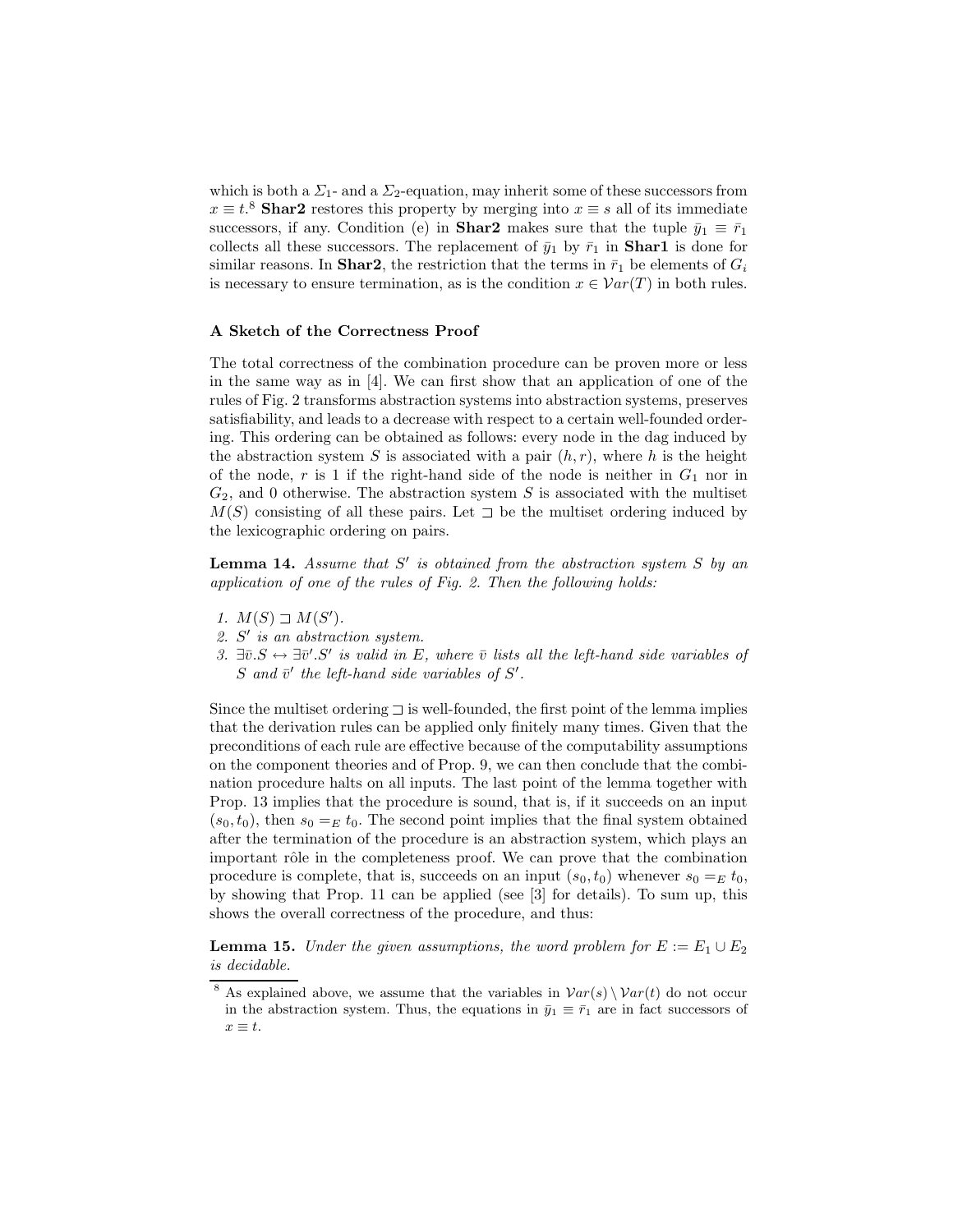which is both a $\Sigma_1$- and a $\Sigma_2$-equation, may inherit some of these successors from $x \equiv t$.[8] **Shar2** restores this property by merging into $x \equiv s$ all of its immediate successors, if any. Condition (e) in **Shar2** makes sure that the tuple $\bar{y}_1 \equiv \bar{r}_1$ collects all these successors. The replacement of $\bar{y}_1$ by $\bar{r}_1$ in **Shar1** is done for similar reasons. In **Shar2**, the restriction that the terms in $\bar{r}_1$ be elements of $G_i$ is necessary to ensure termination, as is the condition $x \in \mathcal{V}ar(T)$ in both rules.

### A Sketch of the Correctness Proof

The total correctness of the combination procedure can be proven more or less in the same way as in [4]. We can first show that an application of one of the rules of Fig. 2 transforms abstraction systems into abstraction systems, preserves satisfiability, and leads to a decrease with respect to a certain well-founded ordering. This ordering can be obtained as follows: every node in the dag induced by the abstraction system $S$ is associated with a pair $(h, r)$, where $h$ is the height of the node, $r$ is 1 if the right-hand side of the node is neither in $G_1$ nor in $G_2$, and 0 otherwise. The abstraction system $S$ is associated with the multiset $M(S)$ consisting of all these pairs. Let $\sqsupset$ be the multiset ordering induced by the lexicographic ordering on pairs.

**Lemma 14.** *Assume that $S'$ is obtained from the abstraction system $S$ by an application of one of the rules of Fig. 2. Then the following holds:*

1. $M(S) \sqsupset M(S')$.
2. *$S'$ is an abstraction system.*
3. *$\exists \bar{v}.S \leftrightarrow \exists \bar{v}'.S'$ is valid in $E$, where $\bar{v}$ lists all the left-hand side variables of $S$ and $\bar{v}'$ the left-hand side variables of $S'$.*

Since the multiset ordering $\sqsupset$ is well-founded, the first point of the lemma implies that the derivation rules can be applied only finitely many times. Given that the preconditions of each rule are effective because of the computability assumptions on the component theories and of Prop. 9, we can then conclude that the combination procedure halts on all inputs. The last point of the lemma together with Prop. 13 implies that the procedure is sound, that is, if it succeeds on an input $(s_0, t_0)$, then $s_0 =_E t_0$. The second point implies that the final system obtained after the termination of the procedure is an abstraction system, which plays an important rôle in the completeness proof. We can prove that the combination procedure is complete, that is, succeeds on an input $(s_0, t_0)$ whenever $s_0 =_E t_0$, by showing that Prop. 11 can be applied (see [3] for details). To sum up, this shows the overall correctness of the procedure, and thus:

**Lemma 15.** *Under the given assumptions, the word problem for $E := E_1 \cup E_2$ is decidable.*

[8] As explained above, we assume that the variables in $\mathcal{V}ar(s) \setminus \mathcal{V}ar(t)$ do not occur in the abstraction system. Thus, the equations in $\bar{y}_1 \equiv \bar{r}_1$ are in fact successors of $x \equiv t$.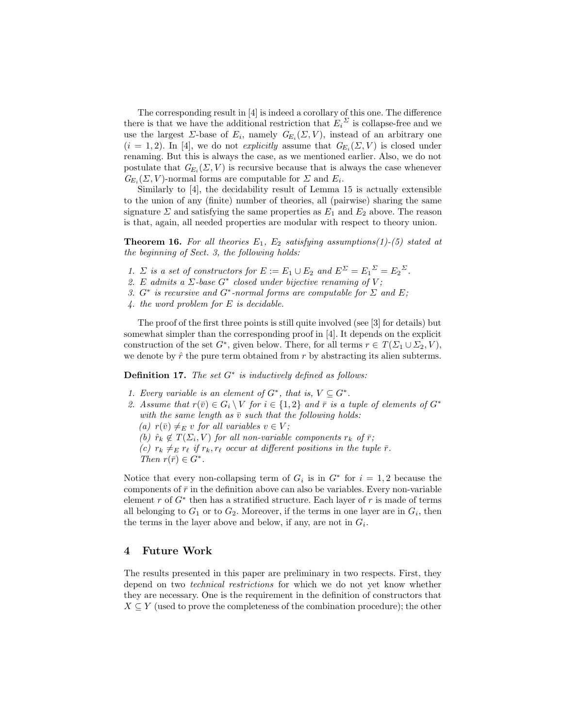The corresponding result in [4] is indeed a corollary of this one. The difference there is that we have the additional restriction that ${E_i}^{\Sigma}$ is collapse-free and we use the largest $\Sigma$-base of $E_i$, namely $G_{E_i}(\Sigma, V)$, instead of an arbitrary one ($i = 1, 2$). In [4], we do not *explicitly* assume that $G_{E_i}(\Sigma, V)$ is closed under renaming. But this is always the case, as we mentioned earlier. Also, we do not postulate that $G_{E_i}(\Sigma, V)$ is recursive because that is always the case whenever $G_{E_i}(\Sigma, V)$-normal forms are computable for $\Sigma$ and $E_i$.

Similarly to [4], the decidability result of Lemma 15 is actually extensible to the union of any (finite) number of theories, all (pairwise) sharing the same signature $\Sigma$ and satisfying the same properties as $E_1$ and $E_2$ above. The reason is that, again, all needed properties are modular with respect to theory union.

**Theorem 16.** *For all theories $E_1$, $E_2$ satisfying assumptions(1)-(5) stated at the beginning of Sect. 3, the following holds:*

1. *$\Sigma$ is a set of constructors for $E := E_1 \cup E_2$ and $E^{\Sigma} = {E_1}^{\Sigma} = {E_2}^{\Sigma}$.*
2. *$E$ admits a $\Sigma$-base $G^*$ closed under bijective renaming of $V$;*
3. *$G^*$ is recursive and $G^*$-normal forms are computable for $\Sigma$ and $E$;*
4. *the word problem for $E$ is decidable.*

The proof of the first three points is still quite involved (see [3] for details) but somewhat simpler than the corresponding proof in [4]. It depends on the explicit construction of the set $G^*$, given below. There, for all terms $r \in T(\Sigma_1 \cup \Sigma_2, V)$, we denote by $\hat{r}$ the pure term obtained from $r$ by abstracting its alien subterms.

**Definition 17.** *The set $G^*$ is inductively defined as follows:*

1. *Every variable is an element of $G^*$, that is, $V \subseteq G^*$.*
2. *Assume that $r(\bar{v}) \in G_i \setminus V$ for $i \in \{1, 2\}$ and $\bar{r}$ is a tuple of elements of $G^*$ with the same length as $\bar{v}$ such that the following holds:*
   *(a) $r(\bar{v}) \neq_E v$ for all variables $v \in V$;*
   *(b) $\hat{r}_k \notin T(\Sigma_i, V)$ for all non-variable components $r_k$ of $\bar{r}$;*
   *(c) $r_k \neq_E r_\ell$ if $r_k, r_\ell$ occur at different positions in the tuple $\bar{r}$.*
   *Then $r(\bar{r}) \in G^*$.*

Notice that every non-collapsing term of $G_i$ is in $G^*$ for $i = 1, 2$ because the components of $\bar{r}$ in the definition above can also be variables. Every non-variable element $r$ of $G^*$ then has a stratified structure. Each layer of $r$ is made of terms all belonging to $G_1$ or to $G_2$. Moreover, if the terms in one layer are in $G_i$, then the terms in the layer above and below, if any, are not in $G_i$.

## 4 Future Work

The results presented in this paper are preliminary in two respects. First, they depend on two *technical restrictions* for which we do not yet know whether they are necessary. One is the requirement in the definition of constructors that $X \subseteq Y$ (used to prove the completeness of the combination procedure); the other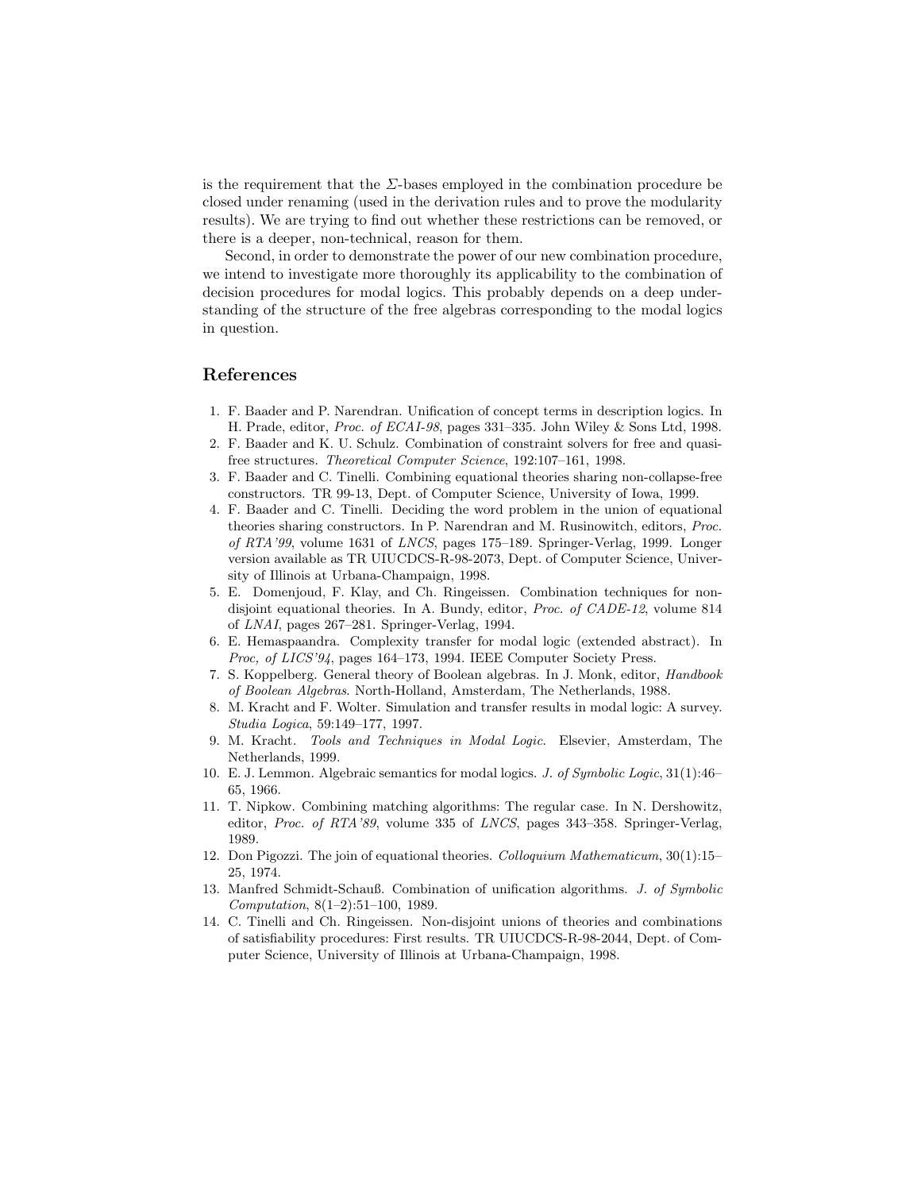is the requirement that the $\Sigma$-bases employed in the combination procedure be closed under renaming (used in the derivation rules and to prove the modularity results). We are trying to find out whether these restrictions can be removed, or there is a deeper, non-technical, reason for them.

Second, in order to demonstrate the power of our new combination procedure, we intend to investigate more thoroughly its applicability to the combination of decision procedures for modal logics. This probably depends on a deep understanding of the structure of the free algebras corresponding to the modal logics in question.

## References

1. F. Baader and P. Narendran. Unification of concept terms in description logics. In H. Prade, editor, *Proc. of ECAI-98*, pages 331–335. John Wiley & Sons Ltd, 1998.
2. F. Baader and K. U. Schulz. Combination of constraint solvers for free and quasi-free structures. *Theoretical Computer Science*, 192:107–161, 1998.
3. F. Baader and C. Tinelli. Combining equational theories sharing non-collapse-free constructors. TR 99-13, Dept. of Computer Science, University of Iowa, 1999.
4. F. Baader and C. Tinelli. Deciding the word problem in the union of equational theories sharing constructors. In P. Narendran and M. Rusinowitch, editors, *Proc. of RTA'99*, volume 1631 of *LNCS*, pages 175–189. Springer-Verlag, 1999. Longer version available as TR UIUCDCS-R-98-2073, Dept. of Computer Science, University of Illinois at Urbana-Champaign, 1998.
5. E. Domenjoud, F. Klay, and Ch. Ringeissen. Combination techniques for non-disjoint equational theories. In A. Bundy, editor, *Proc. of CADE-12*, volume 814 of *LNAI*, pages 267–281. Springer-Verlag, 1994.
6. E. Hemaspaandra. Complexity transfer for modal logic (extended abstract). In *Proc, of LICS'94*, pages 164–173, 1994. IEEE Computer Society Press.
7. S. Koppelberg. General theory of Boolean algebras. In J. Monk, editor, *Handbook of Boolean Algebras*. North-Holland, Amsterdam, The Netherlands, 1988.
8. M. Kracht and F. Wolter. Simulation and transfer results in modal logic: A survey. *Studia Logica*, 59:149–177, 1997.
9. M. Kracht. *Tools and Techniques in Modal Logic*. Elsevier, Amsterdam, The Netherlands, 1999.
10. E. J. Lemmon. Algebraic semantics for modal logics. *J. of Symbolic Logic*, 31(1):46–65, 1966.
11. T. Nipkow. Combining matching algorithms: The regular case. In N. Dershowitz, editor, *Proc. of RTA'89*, volume 335 of *LNCS*, pages 343–358. Springer-Verlag, 1989.
12. Don Pigozzi. The join of equational theories. *Colloquium Mathematicum*, 30(1):15–25, 1974.
13. Manfred Schmidt-Schauß. Combination of unification algorithms. *J. of Symbolic Computation*, 8(1–2):51–100, 1989.
14. C. Tinelli and Ch. Ringeissen. Non-disjoint unions of theories and combinations of satisfiability procedures: First results. TR UIUCDCS-R-98-2044, Dept. of Computer Science, University of Illinois at Urbana-Champaign, 1998.